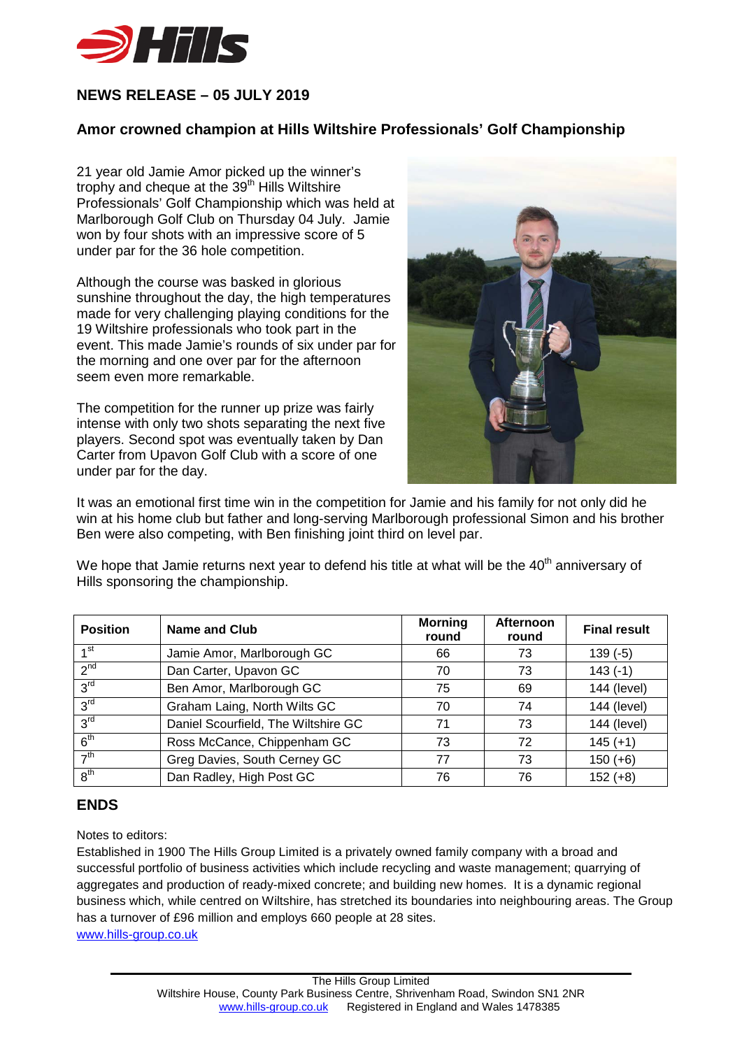## NEWS RELEASE – 05 JULY 2019

### Amor crowned champion at Hills Wiltshire Professionals' Golf Championship

21 year old Jamie Amor picked up the winner's trophy and cheque at the 39th Hills Wiltshire Professionals' Golf Championship which was held at Marlborough Golf Club on Thursday 04 July. Jamie won by four shots with an impressive score of 5 under par for the 36 hole competition.

Although the course was basked in glorious sunshine throughout the day, the high temperatures made for very challenging playing conditions for the 19 Wiltshire professionals who took part in the event. This made Jamie's rounds of six under par for the morning and one over par for the afternoon seem even more remarkable.

The competition for the runner up prize was fairly intense with only two shots separating the next five players. Second spot was eventually taken by Dan Carter from Upavon Golf Club with a score of one under par for the day.

It was an emotional first time win in the competition for Jamie and his family for not only did he win at his home club but father and long-serving Marlborough professional Simon and his brother Ben were also competing, with Ben finishing joint third on level par.

We hope that Jamie returns next year to defend his title at what will be the 40th anniversary of Hills sponsoring the championship.

| Position | Name and Club | Morning round | Afternoon round | Final result |
|---|---|---|---|---|
| 1st | Jamie Amor, Marlborough GC | 66 | 73 | 139 (-5) |
| 2nd | Dan Carter, Upavon GC | 70 | 73 | 143 (-1) |
| 3rd | Ben Amor, Marlborough GC | 75 | 69 | 144 (level) |
| 3rd | Graham Laing, North Wilts GC | 70 | 74 | 144 (level) |
| 3rd | Daniel Scourfield, The Wiltshire GC | 71 | 73 | 144 (level) |
| 6th | Ross McCance, Chippenham GC | 73 | 72 | 145 (+1) |
| 7th | Greg Davies, South Cerney GC | 77 | 73 | 150 (+6) |
| 8th | Dan Radley, High Post GC | 76 | 76 | 152 (+8) |

## ENDS

Notes to editors:

Established in 1900 The Hills Group Limited is a privately owned family company with a broad and successful portfolio of business activities which include recycling and waste management; quarrying of aggregates and production of ready-mixed concrete; and building new homes. It is a dynamic regional business which, while centred on Wiltshire, has stretched its boundaries into neighbouring areas. The Group has a turnover of £96 million and employs 660 people at 28 sites.

www.hills-group.co.uk

The Hills Group Limited
Wiltshire House, County Park Business Centre, Shrivenham Road, Swindon SN1 2NR
www.hills-group.co.uk Registered in England and Wales 1478385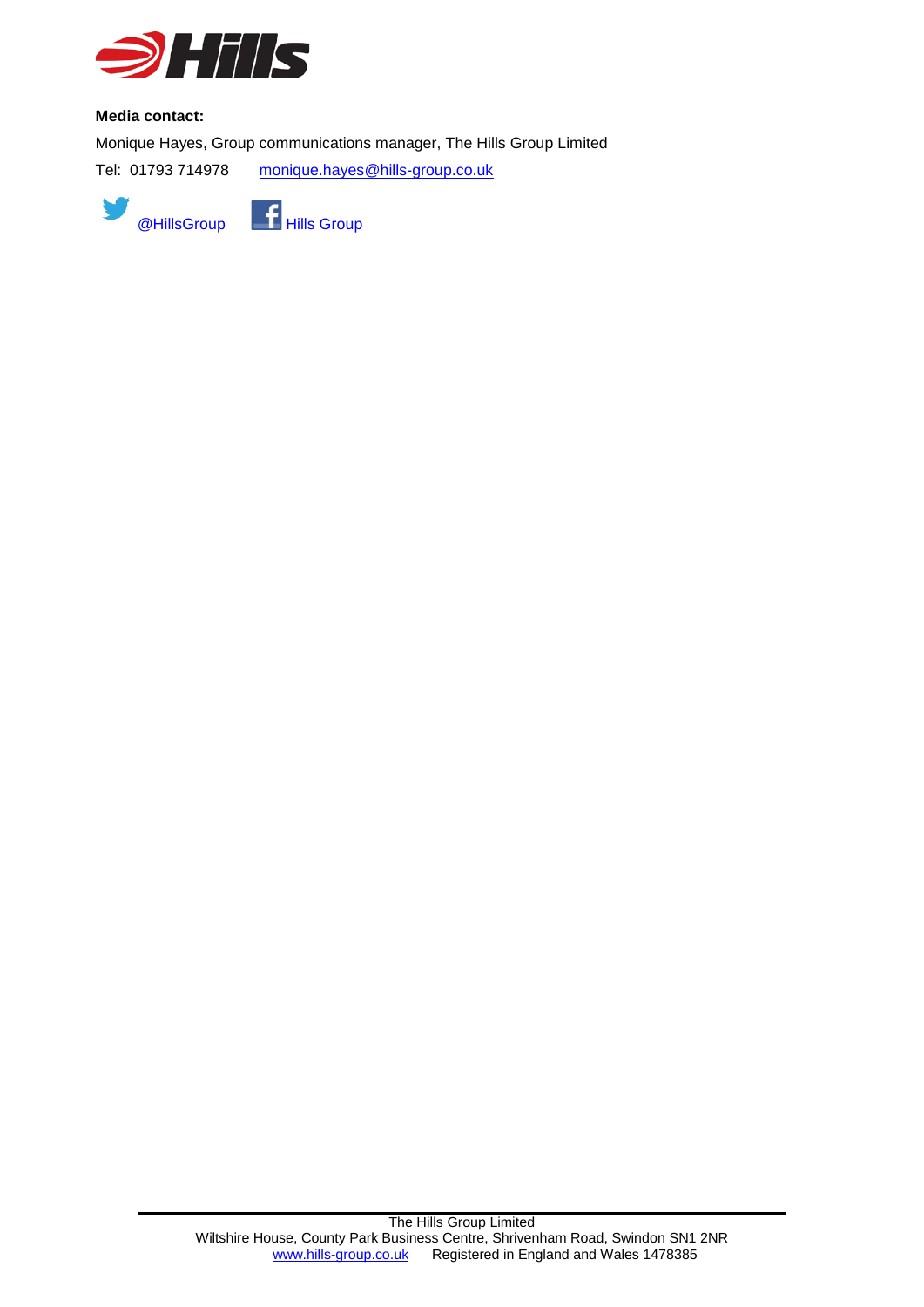**Media contact:**

Monique Hayes, Group communications manager, The Hills Group Limited

Tel: 01793 714978 monique.hayes@hills-group.co.uk

@HillsGroup Hills Group

The Hills Group Limited
Wiltshire House, County Park Business Centre, Shrivenham Road, Swindon SN1 2NR
www.hills-group.co.uk Registered in England and Wales 1478385